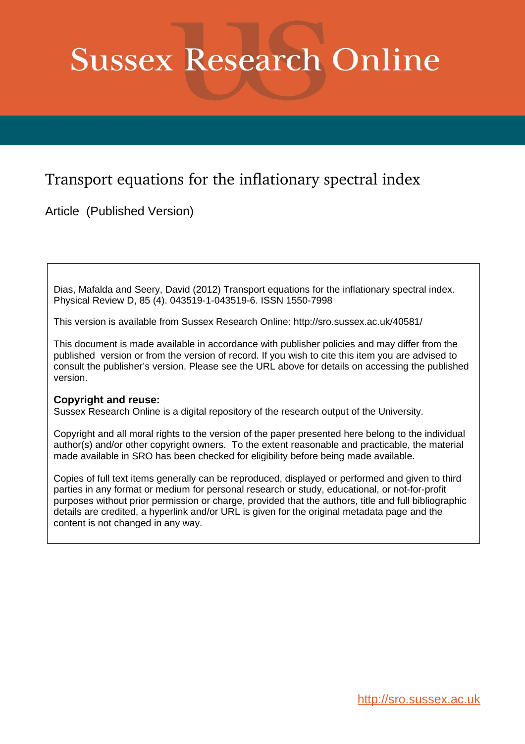# Sussex Research Online

## Transport equations for the inflationary spectral index

Article (Published Version)

Dias, Mafalda and Seery, David (2012) Transport equations for the inflationary spectral index. Physical Review D, 85 (4). 043519-1-043519-6. ISSN 1550-7998

This version is available from Sussex Research Online: http://sro.sussex.ac.uk/40581/

This document is made available in accordance with publisher policies and may differ from the published version or from the version of record. If you wish to cite this item you are advised to consult the publisher's version. Please see the URL above for details on accessing the published version.

**Copyright and reuse:**
Sussex Research Online is a digital repository of the research output of the University.

Copyright and all moral rights to the version of the paper presented here belong to the individual author(s) and/or other copyright owners. To the extent reasonable and practicable, the material made available in SRO has been checked for eligibility before being made available.

Copies of full text items generally can be reproduced, displayed or performed and given to third parties in any format or medium for personal research or study, educational, or not-for-profit purposes without prior permission or charge, provided that the authors, title and full bibliographic details are credited, a hyperlink and/or URL is given for the original metadata page and the content is not changed in any way.

http://sro.sussex.ac.uk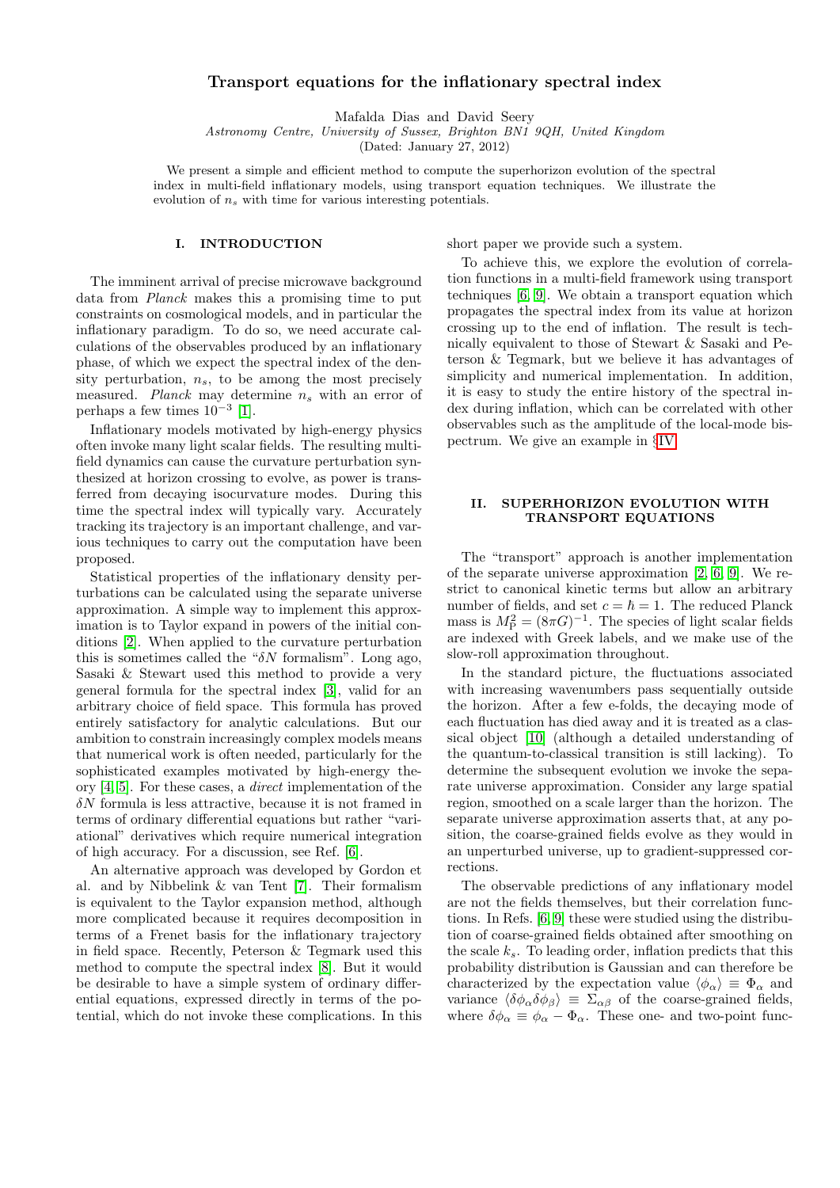# Transport equations for the inflationary spectral index

Mafalda Dias and David Seery

*Astronomy Centre, University of Sussex, Brighton BN1 9QH, United Kingdom*

(Dated: January 27, 2012)

We present a simple and efficient method to compute the superhorizon evolution of the spectral index in multi-field inflationary models, using transport equation techniques. We illustrate the evolution of $n_s$ with time for various interesting potentials.

## I. INTRODUCTION

The imminent arrival of precise microwave background data from *Planck* makes this a promising time to put constraints on cosmological models, and in particular the inflationary paradigm. To do so, we need accurate calculations of the observables produced by an inflationary phase, of which we expect the spectral index of the density perturbation, $n_s$, to be among the most precisely measured. *Planck* may determine $n_s$ with an error of perhaps a few times $10^{-3}$ [1].

Inflationary models motivated by high-energy physics often invoke many light scalar fields. The resulting multi-field dynamics can cause the curvature perturbation synthesized at horizon crossing to evolve, as power is transferred from decaying isocurvature modes. During this time the spectral index will typically vary. Accurately tracking its trajectory is an important challenge, and various techniques to carry out the computation have been proposed.

Statistical properties of the inflationary density perturbations can be calculated using the separate universe approximation. A simple way to implement this approximation is to Taylor expand in powers of the initial conditions [2]. When applied to the curvature perturbation this is sometimes called the "$\delta N$ formalism". Long ago, Sasaki & Stewart used this method to provide a very general formula for the spectral index [3], valid for an arbitrary choice of field space. This formula has proved entirely satisfactory for analytic calculations. But our ambition to constrain increasingly complex models means that numerical work is often needed, particularly for the sophisticated examples motivated by high-energy theory [4, 5]. For these cases, a *direct* implementation of the $\delta N$ formula is less attractive, because it is not framed in terms of ordinary differential equations but rather "variational" derivatives which require numerical integration of high accuracy. For a discussion, see Ref. [6].

An alternative approach was developed by Gordon et al. and by Nibbelink & van Tent [7]. Their formalism is equivalent to the Taylor expansion method, although more complicated because it requires decomposition in terms of a Frenet basis for the inflationary trajectory in field space. Recently, Peterson & Tegmark used this method to compute the spectral index [8]. But it would be desirable to have a simple system of ordinary differential equations, expressed directly in terms of the potential, which do not invoke these complications. In this short paper we provide such a system.

To achieve this, we explore the evolution of correlation functions in a multi-field framework using transport techniques [6, 9]. We obtain a transport equation which propagates the spectral index from its value at horizon crossing up to the end of inflation. The result is technically equivalent to those of Stewart & Sasaki and Peterson & Tegmark, but we believe it has advantages of simplicity and numerical implementation. In addition, it is easy to study the entire history of the spectral index during inflation, which can be correlated with other observables such as the amplitude of the local-mode bispectrum. We give an example in §IV.

## II. SUPERHORIZON EVOLUTION WITH TRANSPORT EQUATIONS

The "transport" approach is another implementation of the separate universe approximation [2, 6, 9]. We restrict to canonical kinetic terms but allow an arbitrary number of fields, and set $c = \hbar = 1$. The reduced Planck mass is $M_P^2 = (8\pi G)^{-1}$. The species of light scalar fields are indexed with Greek labels, and we make use of the slow-roll approximation throughout.

In the standard picture, the fluctuations associated with increasing wavenumbers pass sequentially outside the horizon. After a few e-folds, the decaying mode of each fluctuation has died away and it is treated as a classical object [10] (although a detailed understanding of the quantum-to-classical transition is still lacking). To determine the subsequent evolution we invoke the separate universe approximation. Consider any large spatial region, smoothed on a scale larger than the horizon. The separate universe approximation asserts that, at any position, the coarse-grained fields evolve as they would in an unperturbed universe, up to gradient-suppressed corrections.

The observable predictions of any inflationary model are not the fields themselves, but their correlation functions. In Refs. [6, 9] these were studied using the distribution of coarse-grained fields obtained after smoothing on the scale $k_s$. To leading order, inflation predicts that this probability distribution is Gaussian and can therefore be characterized by the expectation value $\langle \phi_\alpha \rangle \equiv \Phi_\alpha$ and variance $\langle \delta\phi_\alpha \delta\phi_\beta \rangle \equiv \Sigma_{\alpha\beta}$ of the coarse-grained fields, where $\delta\phi_\alpha \equiv \phi_\alpha - \Phi_\alpha$. These one- and two-point func-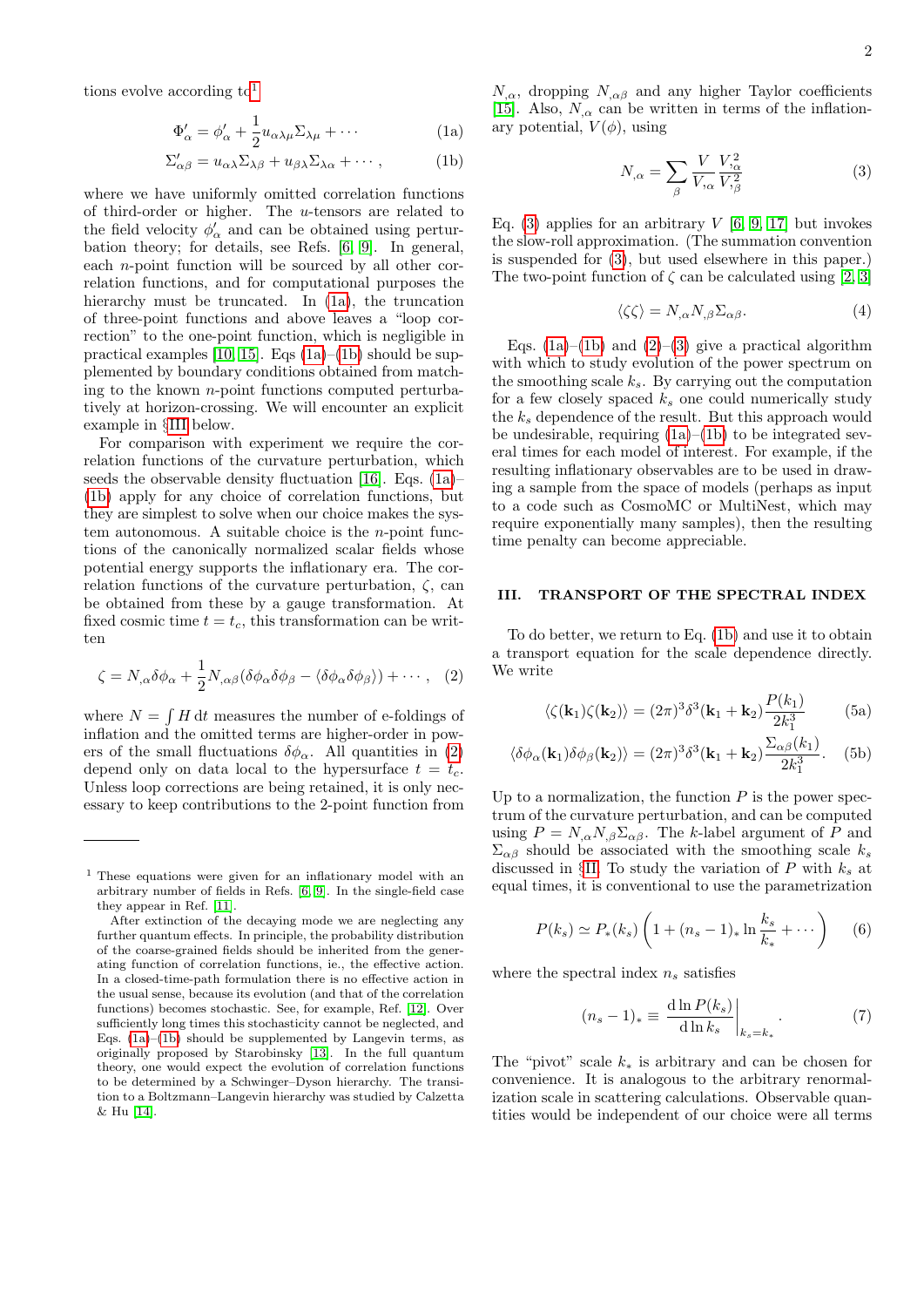tions evolve according to[1]

$$\Phi'_\alpha = \phi'_\alpha + \frac{1}{2} u_{\alpha\lambda\mu} \Sigma_{\lambda\mu} + \cdots \tag{1a}$$

$$\Sigma'_{\alpha\beta} = u_{\alpha\lambda} \Sigma_{\lambda\beta} + u_{\beta\lambda} \Sigma_{\lambda\alpha} + \cdots, \tag{1b}$$

where we have uniformly omitted correlation functions of third-order or higher. The $u$-tensors are related to the field velocity $\phi'_\alpha$ and can be obtained using perturbation theory; for details, see Refs. [6, 9]. In general, each $n$-point function will be sourced by all other correlation functions, and for computational purposes the hierarchy must be truncated. In (1a), the truncation of three-point functions and above leaves a "loop correction" to the one-point function, which is negligible in practical examples [10, 15]. Eqs (1a)–(1b) should be supplemented by boundary conditions obtained from matching to the known $n$-point functions computed perturbatively at horizon-crossing. We will encounter an explicit example in §III below.

For comparison with experiment we require the correlation functions of the curvature perturbation, which seeds the observable density fluctuation [16]. Eqs. (1a)–(1b) apply for any choice of correlation functions, but they are simplest to solve when our choice makes the system autonomous. A suitable choice is the $n$-point functions of the canonically normalized scalar fields whose potential energy supports the inflationary era. The correlation functions of the curvature perturbation, $\zeta$, can be obtained from these by a gauge transformation. At fixed cosmic time $t = t_c$, this transformation can be written

$$\zeta = N_{,\alpha} \delta\phi_\alpha + \frac{1}{2} N_{,\alpha\beta} (\delta\phi_\alpha \delta\phi_\beta - \langle \delta\phi_\alpha \delta\phi_\beta \rangle) + \cdots, \tag{2}$$

where $N = \int H \, \mathrm{d}t$ measures the number of e-foldings of inflation and the omitted terms are higher-order in powers of the small fluctuations $\delta\phi_\alpha$. All quantities in (2) depend only on data local to the hypersurface $t = t_c$. Unless loop corrections are being retained, it is only necessary to keep contributions to the 2-point function from $N_{,\alpha}$, dropping $N_{,\alpha\beta}$ and any higher Taylor coefficients [15]. Also, $N_{,\alpha}$ can be written in terms of the inflationary potential, $V(\phi)$, using

$$N_{,\alpha} = \sum_\beta \frac{V}{V_{,\alpha}} \frac{V_{,\alpha}^2}{V_{,\beta}^2} \tag{3}$$

Eq. (3) applies for an arbitrary $V$ [6, 9, 17] but invokes the slow-roll approximation. (The summation convention is suspended for (3), but used elsewhere in this paper.) The two-point function of $\zeta$ can be calculated using [2, 3]

$$\langle \zeta\zeta \rangle = N_{,\alpha} N_{,\beta} \Sigma_{\alpha\beta}. \tag{4}$$

Eqs. (1a)–(1b) and (2)–(3) give a practical algorithm with which to study evolution of the power spectrum on the smoothing scale $k_s$. By carrying out the computation for a few closely spaced $k_s$ one could numerically study the $k_s$ dependence of the result. But this approach would be undesirable, requiring (1a)–(1b) to be integrated several times for each model of interest. For example, if the resulting inflationary observables are to be used in drawing a sample from the space of models (perhaps as input to a code such as CosmoMC or MultiNest, which may require exponentially many samples), then the resulting time penalty can become appreciable.

## III. TRANSPORT OF THE SPECTRAL INDEX

To do better, we return to Eq. (1b) and use it to obtain a transport equation for the scale dependence directly. We write

$$\langle \zeta(\mathbf{k}_1) \zeta(\mathbf{k}_2) \rangle = (2\pi)^3 \delta^3(\mathbf{k}_1 + \mathbf{k}_2) \frac{P(k_1)}{2k_1^3} \tag{5a}$$

$$\langle \delta\phi_\alpha(\mathbf{k}_1) \delta\phi_\beta(\mathbf{k}_2) \rangle = (2\pi)^3 \delta^3(\mathbf{k}_1 + \mathbf{k}_2) \frac{\Sigma_{\alpha\beta}(k_1)}{2k_1^3}. \tag{5b}$$

Up to a normalization, the function $P$ is the power spectrum of the curvature perturbation, and can be computed using $P = N_{,\alpha} N_{,\beta} \Sigma_{\alpha\beta}$. The $k$-label argument of $P$ and $\Sigma_{\alpha\beta}$ should be associated with the smoothing scale $k_s$ discussed in §II. To study the variation of $P$ with $k_s$ at equal times, it is conventional to use the parametrization

$$P(k_s) \simeq P_*(k_s) \left( 1 + (n_s - 1)_* \ln \frac{k_s}{k_*} + \cdots \right) \tag{6}$$

where the spectral index $n_s$ satisfies

$$(n_s - 1)_* \equiv \left. \frac{\mathrm{d} \ln P(k_s)}{\mathrm{d} \ln k_s} \right|_{k_s = k_*}. \tag{7}$$

The "pivot" scale $k_*$ is arbitrary and can be chosen for convenience. It is analogous to the arbitrary renormalization scale in scattering calculations. Observable quantities would be independent of our choice were all terms

---

[1] These equations were given for an inflationary model with an arbitrary number of fields in Refs. [6, 9]. In the single-field case they appear in Ref. [11].

After extinction of the decaying mode we are neglecting any further quantum effects. In principle, the probability distribution of the coarse-grained fields should be inherited from the generating function of correlation functions, ie., the effective action. In a closed-time-path formulation there is no effective action in the usual sense, because its evolution (and that of the correlation functions) becomes stochastic. See, for example, Ref. [12]. Over sufficiently long times this stochasticity cannot be neglected, and Eqs. (1a)–(1b) should be supplemented by Langevin terms, as originally proposed by Starobinsky [13]. In the full quantum theory, one would expect the evolution of correlation functions to be determined by a Schwinger–Dyson hierarchy. The transition to a Boltzmann–Langevin hierarchy was studied by Calzetta & Hu [14].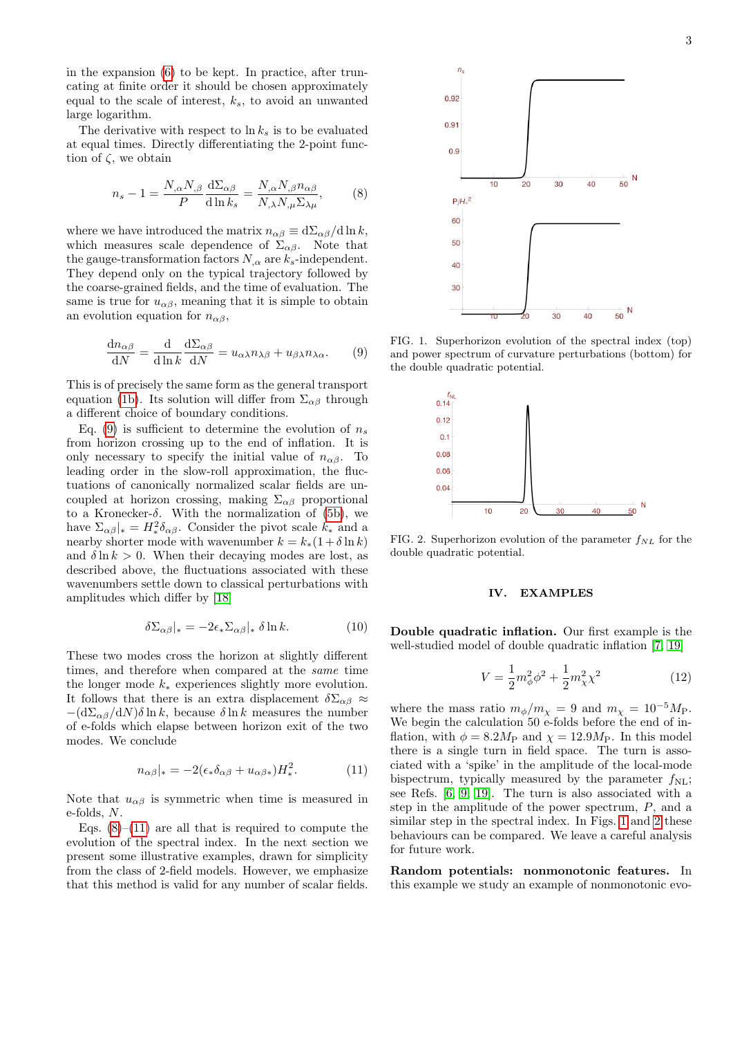in the expansion (6) to be kept. In practice, after truncating at finite order it should be chosen approximately equal to the scale of interest, $k_s$, to avoid an unwanted large logarithm.

The derivative with respect to $\ln k_s$ is to be evaluated at equal times. Directly differentiating the 2-point function of $\zeta$, we obtain

$$n_s - 1 = \frac{N_{,\alpha} N_{,\beta}}{P} \frac{\mathrm{d}\Sigma_{\alpha\beta}}{\mathrm{d}\ln k_s} = \frac{N_{,\alpha} N_{,\beta} n_{\alpha\beta}}{N_{,\lambda} N_{,\mu} \Sigma_{\lambda\mu}}, \tag{8}$$

where we have introduced the matrix $n_{\alpha\beta} \equiv \mathrm{d}\Sigma_{\alpha\beta}/\mathrm{d}\ln k$, which measures scale dependence of $\Sigma_{\alpha\beta}$. Note that the gauge-transformation factors $N_{,\alpha}$ are $k_s$-independent. They depend only on the typical trajectory followed by the coarse-grained fields, and the time of evaluation. The same is true for $u_{\alpha\beta}$, meaning that it is simple to obtain an evolution equation for $n_{\alpha\beta}$,

$$\frac{\mathrm{d}n_{\alpha\beta}}{\mathrm{d}N} = \frac{\mathrm{d}}{\mathrm{d}\ln k} \frac{\mathrm{d}\Sigma_{\alpha\beta}}{\mathrm{d}N} = u_{\alpha\lambda} n_{\lambda\beta} + u_{\beta\lambda} n_{\lambda\alpha}. \tag{9}$$

This is of precisely the same form as the general transport equation (1b). Its solution will differ from $\Sigma_{\alpha\beta}$ through a different choice of boundary conditions.

Eq. (9) is sufficient to determine the evolution of $n_s$ from horizon crossing up to the end of inflation. It is only necessary to specify the initial value of $n_{\alpha\beta}$. To leading order in the slow-roll approximation, the fluctuations of canonically normalized scalar fields are uncoupled at horizon crossing, making $\Sigma_{\alpha\beta}$ proportional to a Kronecker-$\delta$. With the normalization of (5b), we have $\Sigma_{\alpha\beta}|_* = H_*^2 \delta_{\alpha\beta}$. Consider the pivot scale $k_*$ and a nearby shorter mode with wavenumber $k = k_*(1 + \delta \ln k)$ and $\delta \ln k > 0$. When their decaying modes are lost, as described above, the fluctuations associated with these wavenumbers settle down to classical perturbations with amplitudes which differ by [18]

$$\delta\Sigma_{\alpha\beta}|_* = -2\epsilon_* \Sigma_{\alpha\beta}|_* \, \delta \ln k. \tag{10}$$

These two modes cross the horizon at slightly different times, and therefore when compared at the *same* time the longer mode $k_*$ experiences slightly more evolution. It follows that there is an extra displacement $\delta\Sigma_{\alpha\beta} \approx -(\mathrm{d}\Sigma_{\alpha\beta}/\mathrm{d}N)\delta \ln k$, because $\delta \ln k$ measures the number of e-folds which elapse between horizon exit of the two modes. We conclude

$$n_{\alpha\beta}|_* = -2(\epsilon_* \delta_{\alpha\beta} + u_{\alpha\beta *}) H_*^2. \tag{11}$$

Note that $u_{\alpha\beta}$ is symmetric when time is measured in e-folds, $N$.

Eqs. (8)–(11) are all that is required to compute the evolution of the spectral index. In the next section we present some illustrative examples, drawn for simplicity from the class of 2-field models. However, we emphasize that this method is valid for any number of scalar fields.

$n_s$
0.92
0.91
0.9
10 20 30 40 50 N

$P/H_*^2$
60
50
40
30
10 20 30 40 50 N

FIG. 1. Superhorizon evolution of the spectral index (top) and power spectrum of curvature perturbations (bottom) for the double quadratic potential.

$f_{NL}$
0.14
0.12
0.1
0.08
0.06
0.04
10 20 30 40 50 N

FIG. 2. Superhorizon evolution of the parameter $f_{NL}$ for the double quadratic potential.

## IV. EXAMPLES

**Double quadratic inflation.** Our first example is the well-studied model of double quadratic inflation [7, 19]

$$V = \frac{1}{2} m_\phi^2 \phi^2 + \frac{1}{2} m_\chi^2 \chi^2 \tag{12}$$

where the mass ratio $m_\phi/m_\chi = 9$ and $m_\chi = 10^{-5} M_{\mathrm{P}}$. We begin the calculation 50 e-folds before the end of inflation, with $\phi = 8.2 M_{\mathrm{P}}$ and $\chi = 12.9 M_{\mathrm{P}}$. In this model there is a single turn in field space. The turn is associated with a 'spike' in the amplitude of the local-mode bispectrum, typically measured by the parameter $f_{\mathrm{NL}}$; see Refs. [6, 9, 19]. The turn is also associated with a step in the amplitude of the power spectrum, $P$, and a similar step in the spectral index. In Figs. 1 and 2 these behaviours can be compared. We leave a careful analysis for future work.

**Random potentials: nonmonotonic features.** In this example we study an example of nonmonotonic evo-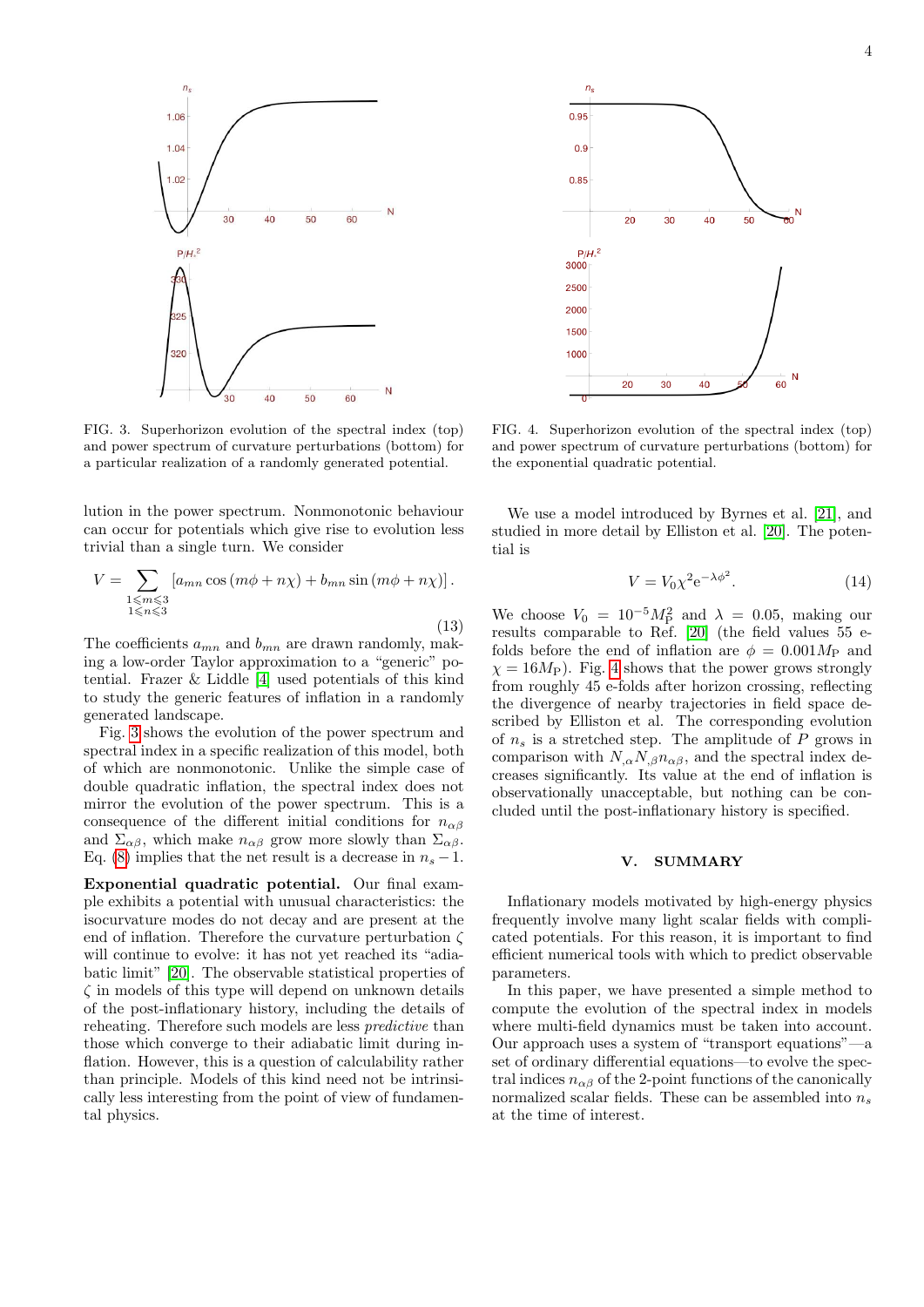$n_s$

1.06

1.04

1.02

30 40 50 60 N

$P/H_*^2$

330

325

320

30 40 50 60 N

FIG. 3. Superhorizon evolution of the spectral index (top) and power spectrum of curvature perturbations (bottom) for a particular realization of a randomly generated potential.

$n_s$

0.95

0.9

0.85

20 30 40 50 60 N

$P/H_*^2$

3000

2500

2000

1500

1000

0 20 30 40 50 60 N

FIG. 4. Superhorizon evolution of the spectral index (top) and power spectrum of curvature perturbations (bottom) for the exponential quadratic potential.

lution in the power spectrum. Nonmonotonic behaviour can occur for potentials which give rise to evolution less trivial than a single turn. We consider

$$V = \sum_{\substack{1 \leqslant m \leqslant 3 \\ 1 \leqslant n \leqslant 3}} \left[ a_{mn} \cos\left(m\phi + n\chi\right) + b_{mn} \sin\left(m\phi + n\chi\right) \right]. \tag{13}$$

The coefficients $a_{mn}$ and $b_{mn}$ are drawn randomly, making a low-order Taylor approximation to a "generic" potential. Frazer & Liddle [4] used potentials of this kind to study the generic features of inflation in a randomly generated landscape.

Fig. 3 shows the evolution of the power spectrum and spectral index in a specific realization of this model, both of which are nonmonotonic. Unlike the simple case of double quadratic inflation, the spectral index does not mirror the evolution of the power spectrum. This is a consequence of the different initial conditions for $n_{\alpha\beta}$ and $\Sigma_{\alpha\beta}$, which make $n_{\alpha\beta}$ grow more slowly than $\Sigma_{\alpha\beta}$. Eq. (8) implies that the net result is a decrease in $n_s - 1$.

**Exponential quadratic potential.** Our final example exhibits a potential with unusual characteristics: the isocurvature modes do not decay and are present at the end of inflation. Therefore the curvature perturbation $\zeta$ will continue to evolve: it has not yet reached its "adiabatic limit" [20]. The observable statistical properties of $\zeta$ in models of this type will depend on unknown details of the post-inflationary history, including the details of reheating. Therefore such models are less *predictive* than those which converge to their adiabatic limit during inflation. However, this is a question of calculability rather than principle. Models of this kind need not be intrinsically less interesting from the point of view of fundamental physics.

We use a model introduced by Byrnes et al. [21], and studied in more detail by Elliston et al. [20]. The potential is

$$V = V_0 \chi^2 e^{-\lambda\phi^2}. \tag{14}$$

We choose $V_0 = 10^{-5} M_P^2$ and $\lambda = 0.05$, making our results comparable to Ref. [20] (the field values 55 e-folds before the end of inflation are $\phi = 0.001 M_P$ and $\chi = 16 M_P$). Fig. 4 shows that the power grows strongly from roughly 45 e-folds after horizon crossing, reflecting the divergence of nearby trajectories in field space described by Elliston et al. The corresponding evolution of $n_s$ is a stretched step. The amplitude of $P$ grows in comparison with $N_{,\alpha} N_{,\beta} n_{\alpha\beta}$, and the spectral index decreases significantly. Its value at the end of inflation is observationally unacceptable, but nothing can be concluded until the post-inflationary history is specified.

## V. SUMMARY

Inflationary models motivated by high-energy physics frequently involve many light scalar fields with complicated potentials. For this reason, it is important to find efficient numerical tools with which to predict observable parameters.

In this paper, we have presented a simple method to compute the evolution of the spectral index in models where multi-field dynamics must be taken into account. Our approach uses a system of "transport equations"—a set of ordinary differential equations—to evolve the spectral indices $n_{\alpha\beta}$ of the 2-point functions of the canonically normalized scalar fields. These can be assembled into $n_s$ at the time of interest.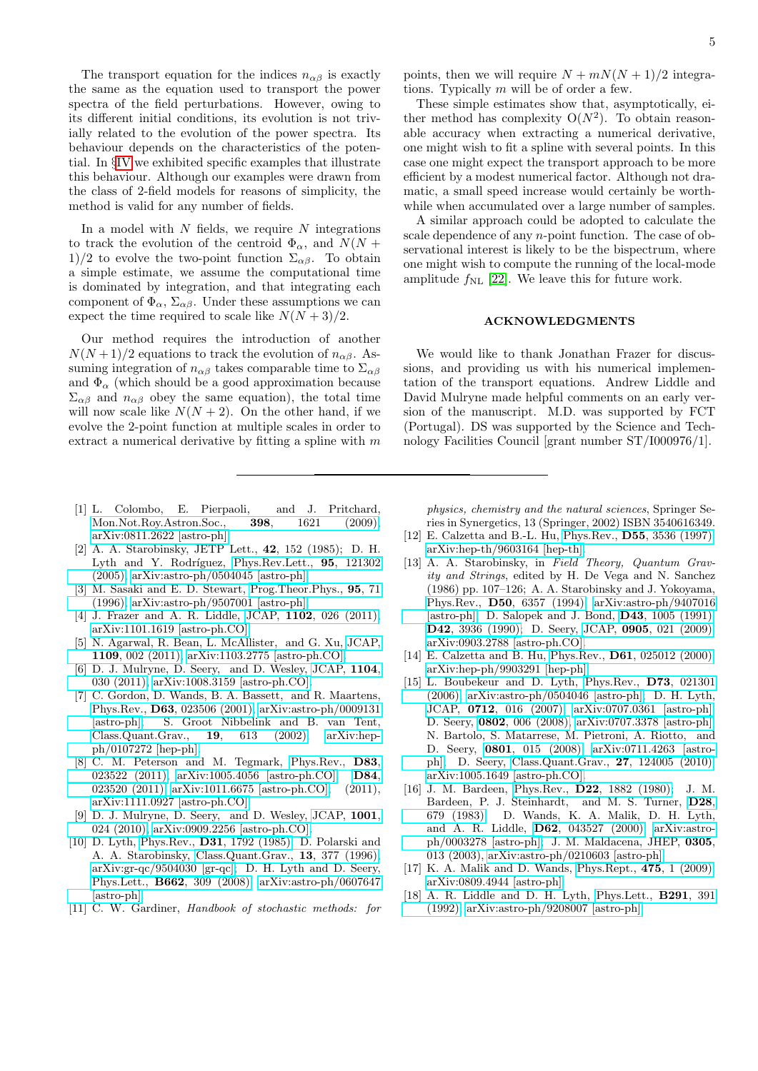The transport equation for the indices $n_{\alpha\beta}$ is exactly the same as the equation used to transport the power spectra of the field perturbations. However, owing to its different initial conditions, its evolution is not trivially related to the evolution of the power spectra. Its behaviour depends on the characteristics of the potential. In §IV we exhibited specific examples that illustrate this behaviour. Although our examples were drawn from the class of 2-field models for reasons of simplicity, the method is valid for any number of fields.

In a model with $N$ fields, we require $N$ integrations to track the evolution of the centroid $\Phi_\alpha$, and $N(N+1)/2$ to evolve the two-point function $\Sigma_{\alpha\beta}$. To obtain a simple estimate, we assume the computational time is dominated by integration, and that integrating each component of $\Phi_\alpha$, $\Sigma_{\alpha\beta}$. Under these assumptions we can expect the time required to scale like $N(N+3)/2$.

Our method requires the introduction of another $N(N+1)/2$ equations to track the evolution of $n_{\alpha\beta}$. Assuming integration of $n_{\alpha\beta}$ takes comparable time to $\Sigma_{\alpha\beta}$ and $\Phi_\alpha$ (which should be a good approximation because $\Sigma_{\alpha\beta}$ and $n_{\alpha\beta}$ obey the same equation), the total time will now scale like $N(N+2)$. On the other hand, if we evolve the 2-point function at multiple scales in order to extract a numerical derivative by fitting a spline with $m$ points, then we will require $N + mN(N+1)/2$ integrations. Typically $m$ will be of order a few.

These simple estimates show that, asymptotically, either method has complexity $O(N^2)$. To obtain reasonable accuracy when extracting a numerical derivative, one might wish to fit a spline with several points. In this case one might expect the transport approach to be more efficient by a modest numerical factor. Although not dramatic, a small speed increase would certainly be worthwhile when accumulated over a large number of samples.

A similar approach could be adopted to calculate the scale dependence of any $n$-point function. The case of observational interest is likely to be the bispectrum, where one might wish to compute the running of the local-mode amplitude $f_{\text{NL}}$ [22]. We leave this for future work.

## ACKNOWLEDGMENTS

We would like to thank Jonathan Frazer for discussions, and providing us with his numerical implementation of the transport equations. Andrew Liddle and David Mulryne made helpful comments on an early version of the manuscript. M.D. was supported by FCT (Portugal). DS was supported by the Science and Technology Facilities Council [grant number ST/I000976/1].

---

[1] L. Colombo, E. Pierpaoli, and J. Pritchard, Mon.Not.Roy.Astron.Soc., **398**, 1621 (2009), arXiv:0811.2622 [astro-ph].

[2] A. A. Starobinsky, JETP Lett., **42**, 152 (1985); D. H. Lyth and Y. Rodríguez, Phys.Rev.Lett., **95**, 121302 (2005), arXiv:astro-ph/0504045 [astro-ph].

[3] M. Sasaki and E. D. Stewart, Prog.Theor.Phys., **95**, 71 (1996), arXiv:astro-ph/9507001 [astro-ph].

[4] J. Frazer and A. R. Liddle, JCAP, **1102**, 026 (2011), arXiv:1101.1619 [astro-ph.CO].

[5] N. Agarwal, R. Bean, L. McAllister, and G. Xu, JCAP, **1109**, 002 (2011), arXiv:1103.2775 [astro-ph.CO].

[6] D. J. Mulryne, D. Seery, and D. Wesley, JCAP, **1104**, 030 (2011), arXiv:1008.3159 [astro-ph.CO].

[7] C. Gordon, D. Wands, B. A. Bassett, and R. Maartens, Phys.Rev., **D63**, 023506 (2001), arXiv:astro-ph/0009131 [astro-ph]; S. Groot Nibbelink and B. van Tent, Class.Quant.Grav., **19**, 613 (2002), arXiv:hep-ph/0107272 [hep-ph].

[8] C. M. Peterson and M. Tegmark, Phys.Rev., **D83**, 023522 (2011), arXiv:1005.4056 [astro-ph.CO]; **D84**, 023520 (2011), arXiv:1011.6675 [astro-ph.CO]; (2011), arXiv:1111.0927 [astro-ph.CO].

[9] D. J. Mulryne, D. Seery, and D. Wesley, JCAP, **1001**, 024 (2010), arXiv:0909.2256 [astro-ph.CO].

[10] D. Lyth, Phys.Rev., **D31**, 1792 (1985); D. Polarski and A. A. Starobinsky, Class.Quant.Grav., **13**, 377 (1996), arXiv:gr-qc/9504030 [gr-qc]; D. H. Lyth and D. Seery, Phys.Lett., **B662**, 309 (2008), arXiv:astro-ph/0607647 [astro-ph].

[11] C. W. Gardiner, *Handbook of stochastic methods: for physics, chemistry and the natural sciences*, Springer Series in Synergetics, 13 (Springer, 2002) ISBN 3540616349.

[12] E. Calzetta and B.-L. Hu, Phys.Rev., **D55**, 3536 (1997), arXiv:hep-th/9603164 [hep-th].

[13] A. A. Starobinsky, in *Field Theory, Quantum Gravity and Strings*, edited by H. De Vega and N. Sanchez (1986) pp. 107–126; A. A. Starobinsky and J. Yokoyama, Phys.Rev., **D50**, 6357 (1994), arXiv:astro-ph/9407016 [astro-ph]; D. Salopek and J. Bond, **D43**, 1005 (1991); **D42**, 3936 (1990); D. Seery, JCAP, **0905**, 021 (2009), arXiv:0903.2788 [astro-ph.CO].

[14] E. Calzetta and B. Hu, Phys.Rev., **D61**, 025012 (2000), arXiv:hep-ph/9903291 [hep-ph].

[15] L. Boubekeur and D. Lyth, Phys.Rev., **D73**, 021301 (2006), arXiv:astro-ph/0504046 [astro-ph]; D. H. Lyth, JCAP, **0712**, 016 (2007), arXiv:0707.0361 [astro-ph]; D. Seery, **0802**, 006 (2008), arXiv:0707.3378 [astro-ph]; N. Bartolo, S. Matarrese, M. Pietroni, A. Riotto, and D. Seery, **0801**, 015 (2008), arXiv:0711.4263 [astro-ph]; D. Seery, Class.Quant.Grav., **27**, 124005 (2010), arXiv:1005.1649 [astro-ph.CO].

[16] J. M. Bardeen, Phys.Rev., **D22**, 1882 (1980); J. M. Bardeen, P. J. Steinhardt, and M. S. Turner, **D28**, 679 (1983); D. Wands, K. A. Malik, D. H. Lyth, and A. R. Liddle, **D62**, 043527 (2000), arXiv:astro-ph/0003278 [astro-ph]; J. M. Maldacena, JHEP, **0305**, 013 (2003), arXiv:astro-ph/0210603 [astro-ph].

[17] K. A. Malik and D. Wands, Phys.Rept., **475**, 1 (2009), arXiv:0809.4944 [astro-ph].

[18] A. R. Liddle and D. H. Lyth, Phys.Lett., **B291**, 391 (1992), arXiv:astro-ph/9208007 [astro-ph].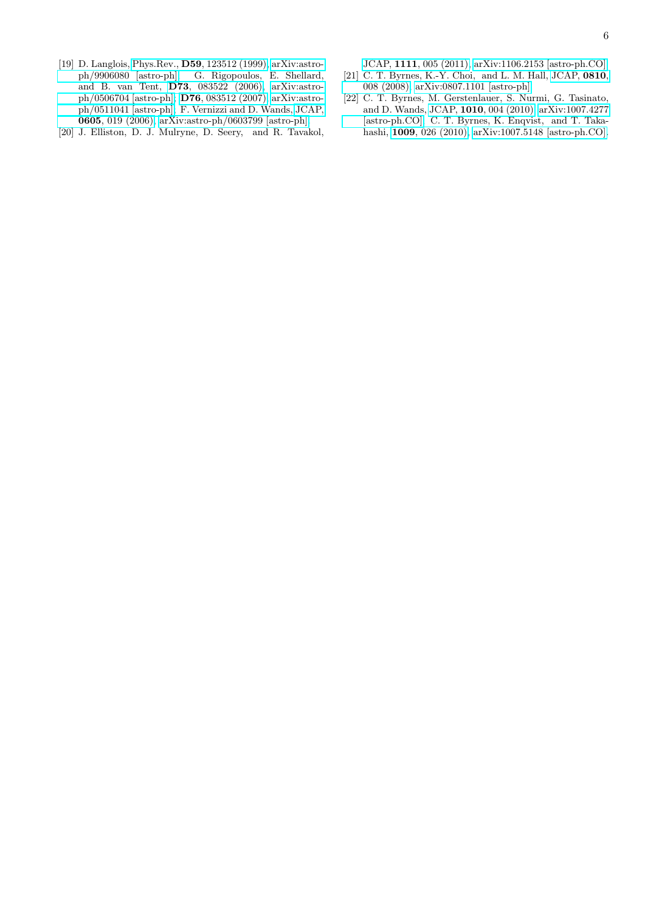[19] D. Langlois, Phys.Rev., **D59**, 123512 (1999), arXiv:astro-ph/9906080 [astro-ph]; G. Rigopoulos, E. Shellard, and B. van Tent, **D73**, 083522 (2006), arXiv:astro-ph/0506704 [astro-ph]; **D76**, 083512 (2007), arXiv:astro-ph/0511041 [astro-ph]; F. Vernizzi and D. Wands, JCAP, **0605**, 019 (2006), arXiv:astro-ph/0603799 [astro-ph].

[20] J. Elliston, D. J. Mulryne, D. Seery, and R. Tavakol, JCAP, **1111**, 005 (2011), arXiv:1106.2153 [astro-ph.CO].

[21] C. T. Byrnes, K.-Y. Choi, and L. M. Hall, JCAP, **0810**, 008 (2008), arXiv:0807.1101 [astro-ph].

[22] C. T. Byrnes, M. Gerstenlauer, S. Nurmi, G. Tasinato, and D. Wands, JCAP, **1010**, 004 (2010), arXiv:1007.4277 [astro-ph.CO]; C. T. Byrnes, K. Enqvist, and T. Takahashi, **1009**, 026 (2010), arXiv:1007.5148 [astro-ph.CO].